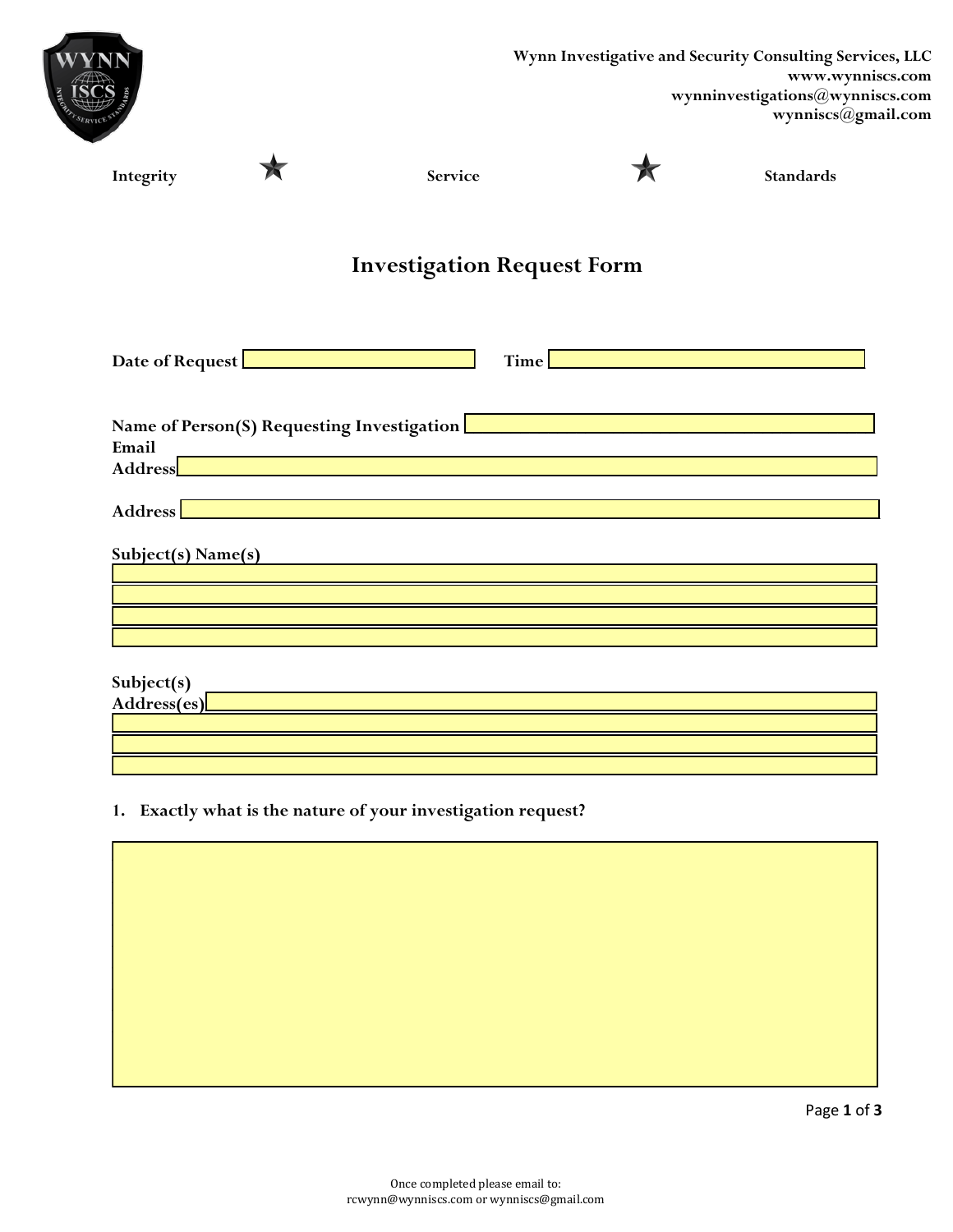**Wynn Investigative and Security Consulting Services, LLC**
**www.wynniscs.com**
**wynninvestigations@wynniscs.com**
**wynniscs@gmail.com**

**Integrity** ★ **Service** ★ **Standards**

# Investigation Request Form

**Date of Request** ____________ **Time** ____________

**Name of Person(S) Requesting Investigation** ____________

**Email Address** ____________

**Address** ____________

**Subject(s) Name(s)**

____________

____________

____________

____________

**Subject(s) Address(es)** ____________

____________

____________

____________

1. **Exactly what is the nature of your investigation request?**

____________

Once completed please email to:
rcwynn@wynniscs.com or wynniscs@gmail.com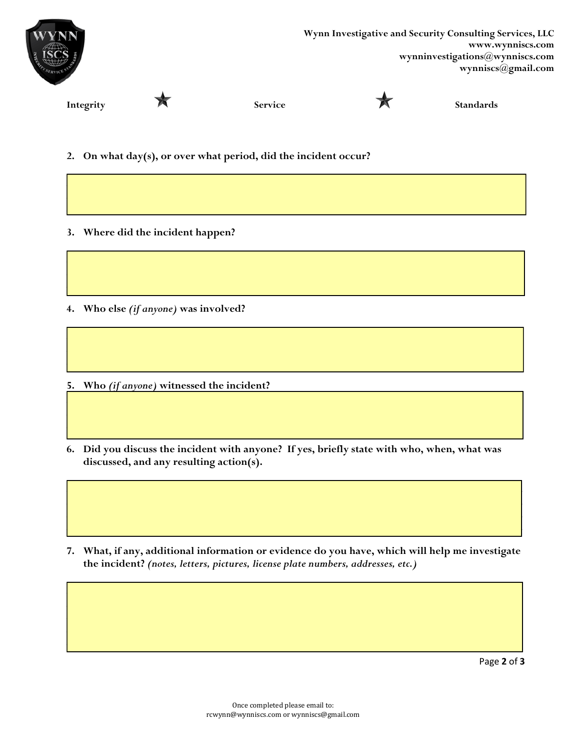2. **On what day(s), or over what period, did the incident occur?**

3. **Where did the incident happen?**

4. **Who else *(if anyone)* was involved?**

5. **Who *(if anyone)* witnessed the incident?**

6. **Did you discuss the incident with anyone? If yes, briefly state with who, when, what was discussed, and any resulting action(s).**

7. **What, if any, additional information or evidence do you have, which will help me investigate the incident?** ***(notes, letters, pictures, license plate numbers, addresses, etc.)***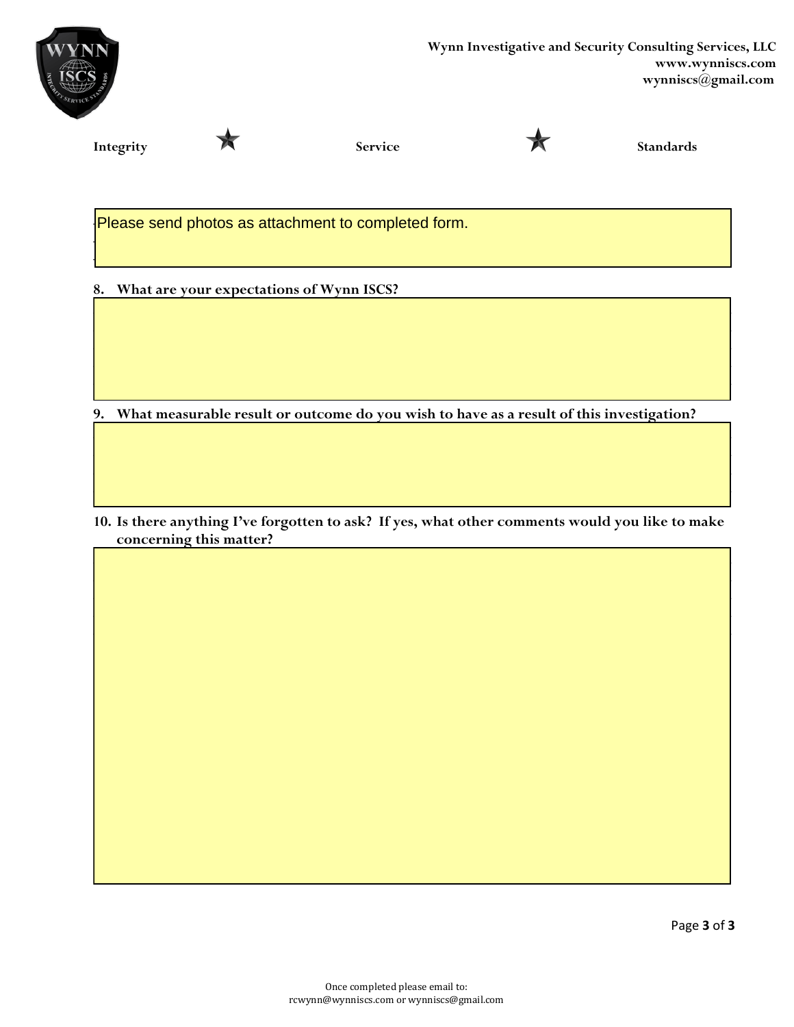Please send photos as attachment to completed form.

8. **What are your expectations of Wynn ISCS?**

9. **What measurable result or outcome do you wish to have as a result of this investigation?**

10. **Is there anything I've forgotten to ask? If yes, what other comments would you like to make concerning this matter?**

Once completed please email to:
rcwynn@wynniscs.com or wynniscs@gmail.com